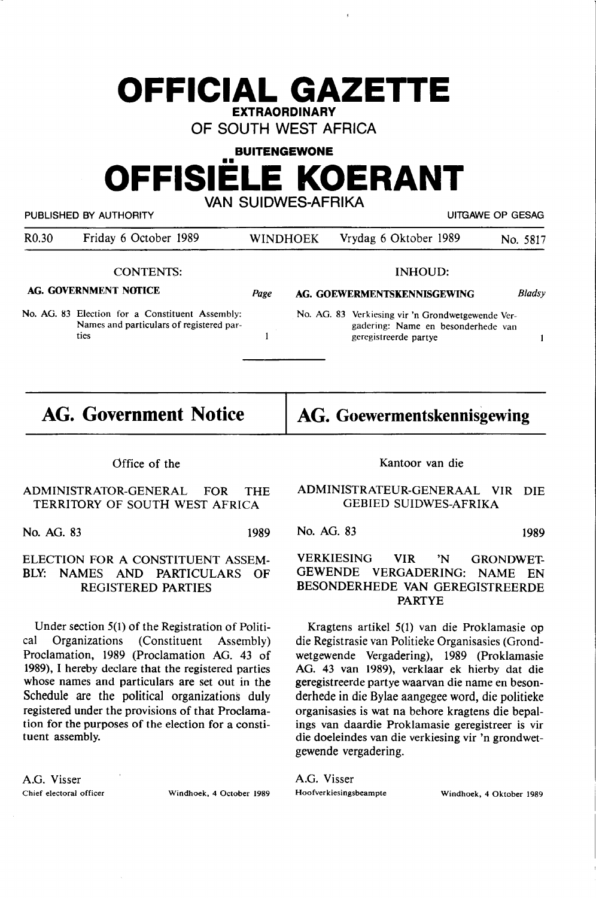# OFFICIAL GAZETTE

**EXTRAORDINARY**

OF SOUTH WEST AFRICA

**BUITENGEWONE**

# OFFISIËLE KOERANT

VAN SUIDWES-AFRIKA

PUBLISHED BY AUTHORITY — UITGAWE OP GESAG

| R0.30 | Friday 6 October 1989 | WINDHOEK | Vrydag 6 Oktober 1989 | No. 5817 |
|---|---|---|---|---|

CONTENTS:

**AG. GOVERNMENT NOTICE** — *Page*

No. AG. 83 Election for a Constituent Assembly: Names and particulars of registered parties — 1

INHOUD:

**AG. GOEWERMENTSKENNISGEWING** — *Bladsy*

No. AG. 83 Verkiesing vir 'n Grondwetgewende Vergadering: Name en besonderhede van geregistreerde partye — 1

## AG. Government Notice

Office of the

ADMINISTRATOR-GENERAL FOR THE TERRITORY OF SOUTH WEST AFRICA

No. AG. 83 — 1989

ELECTION FOR A CONSTITUENT ASSEMBLY: NAMES AND PARTICULARS OF REGISTERED PARTIES

Under section 5(1) of the Registration of Political Organizations (Constituent Assembly) Proclamation, 1989 (Proclamation AG. 43 of 1989), I hereby declare that the registered parties whose names and particulars are set out in the Schedule are the political organizations duly registered under the provisions of that Proclamation for the purposes of the election for a constituent assembly.

A.G. Visser
Chief electoral officer — Windhoek, 4 October 1989

## AG. Goewermentskennisgewing

Kantoor van die

ADMINISTRATEUR-GENERAAL VIR DIE GEBIED SUIDWES-AFRIKA

No. AG. 83 — 1989

VERKIESING VIR 'N GRONDWETGEWENDE VERGADERING: NAME EN BESONDERHEDE VAN GEREGISTREERDE PARTYE

Kragtens artikel 5(1) van die Proklamasie op die Registrasie van Politieke Organisasies (Grondwetgewende Vergadering), 1989 (Proklamasie AG. 43 van 1989), verklaar ek hierby dat die geregistreerde partye waarvan die name en besonderhede in die Bylae aangegee word, die politieke organisasies is wat na behore kragtens die bepalings van daardie Proklamasie geregistreer is vir die doeleindes van die verkiesing vir 'n grondwetgewende vergadering.

A.G. Visser
Hoofverkiesingsbeampte — Windhoek, 4 Oktober 1989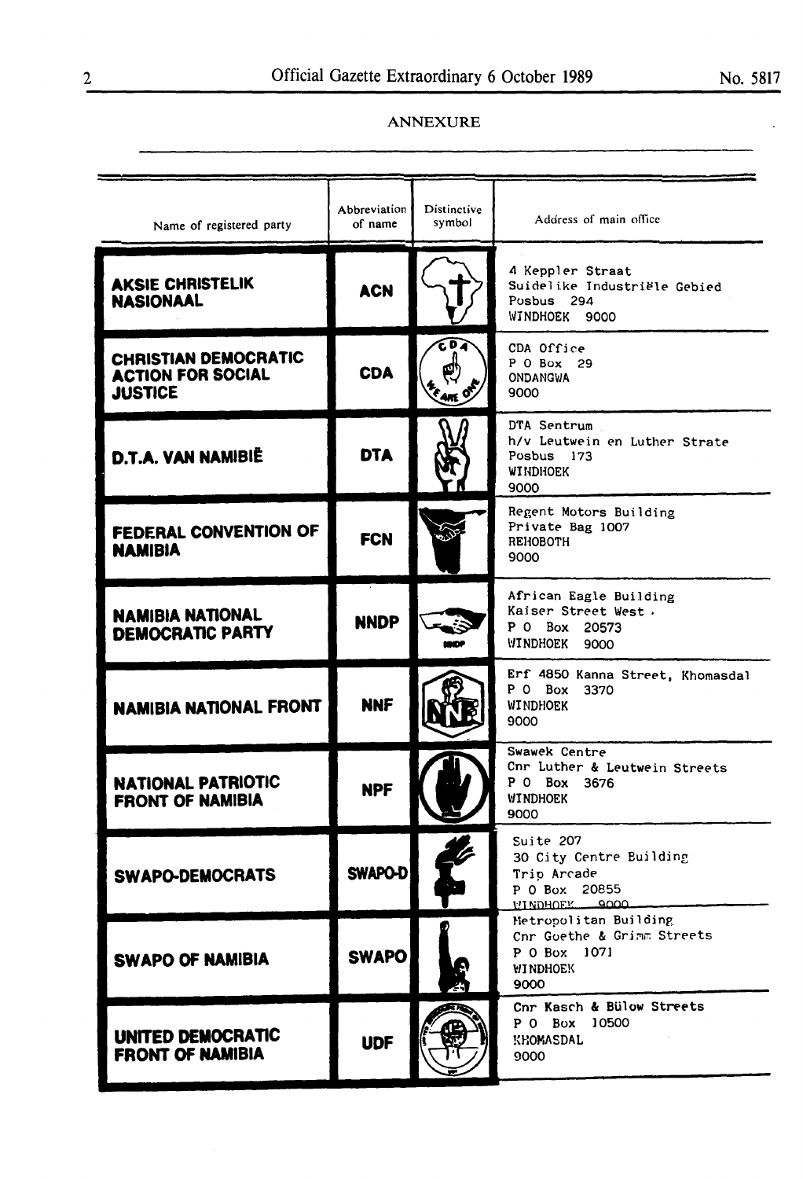## ANNEXURE

| Name of registered party | Abbreviation of name | Distinctive symbol | Address of main office |
|---|---|---|---|
| **AKSIE CHRISTELIK NASIONAAL** | **ACN** | | 4 Keppler Straat<br>Suidelike Industriële Gebied<br>Posbus 294<br>WINDHOEK 9000 |
| **CHRISTIAN DEMOCRATIC ACTION FOR SOCIAL JUSTICE** | **CDA** | | CDA Office<br>P O Box 29<br>ONDANGWA<br>9000 |
| **D.T.A. VAN NAMIBIË** | **DTA** | | DTA Sentrum<br>h/v Leutwein en Luther Strate<br>Posbus 173<br>WINDHOEK<br>9000 |
| **FEDERAL CONVENTION OF NAMIBIA** | **FCN** | | Regent Motors Building<br>Private Bag 1007<br>REHOBOTH<br>9000 |
| **NAMIBIA NATIONAL DEMOCRATIC PARTY** | **NNDP** | | African Eagle Building<br>Kaiser Street West<br>P O Box 20573<br>WINDHOEK 9000 |
| **NAMIBIA NATIONAL FRONT** | **NNF** | | Erf 4850 Kanna Street, Khomasdal<br>P O Box 3370<br>WINDHOEK<br>9000 |
| **NATIONAL PATRIOTIC FRONT OF NAMIBIA** | **NPF** | | Swawek Centre<br>Cnr Luther & Leutwein Streets<br>P O Box 3676<br>WINDHOEK<br>9000 |
| **SWAPO-DEMOCRATS** | **SWAPO-D** | | Suite 207<br>30 City Centre Building<br>Trip Arcade<br>P O Box 20855<br>WINDHOEK 9000 |
| **SWAPO OF NAMIBIA** | **SWAPO** | | Metropolitan Building<br>Cnr Goethe & Grimm Streets<br>P O Box 1071<br>WINDHOEK<br>9000 |
| **UNITED DEMOCRATIC FRONT OF NAMIBIA** | **UDF** | | Cnr Kasch & Bülow Streets<br>P O Box 10500<br>KHOMASDAL<br>9000 |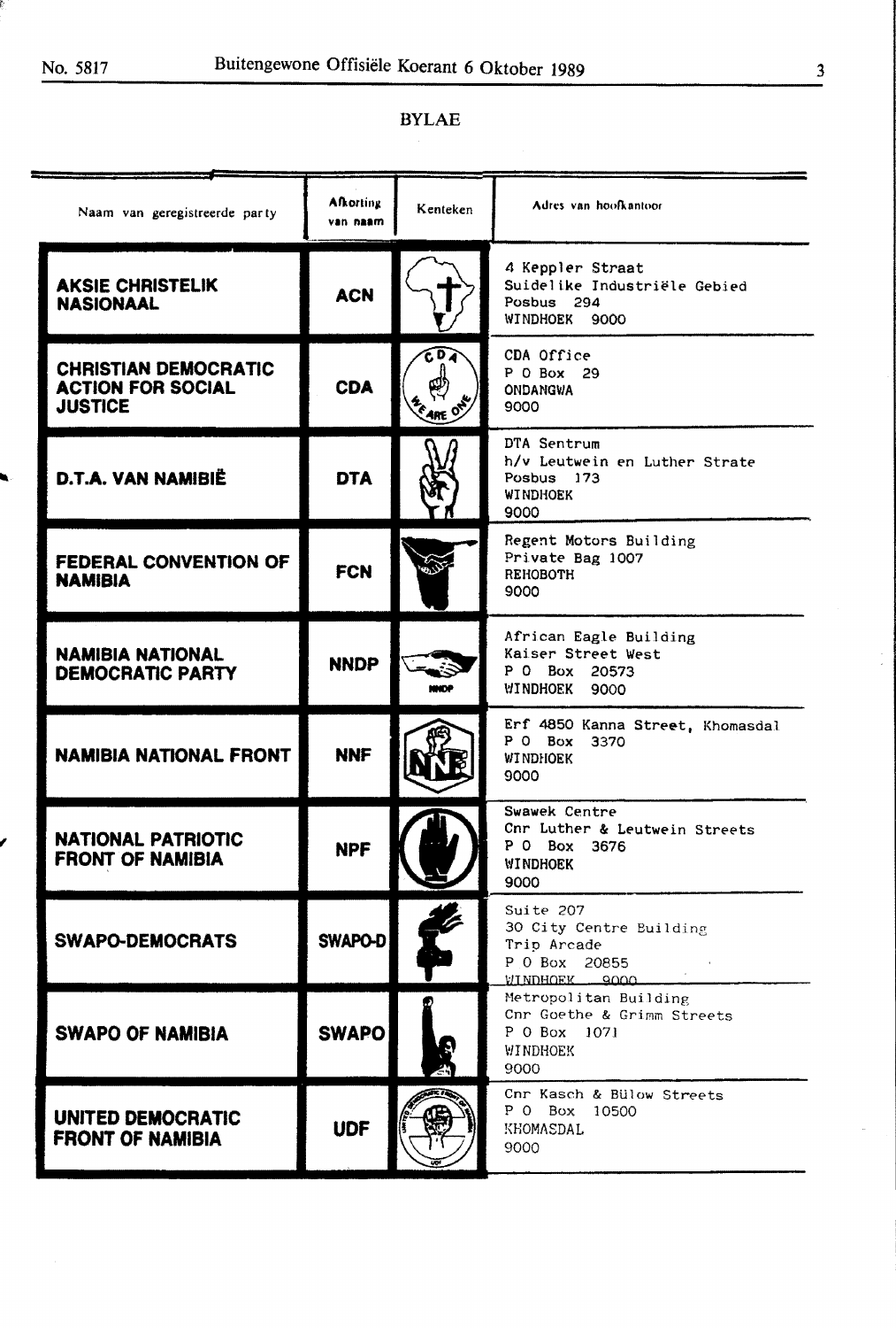## BYLAE

| Naam van geregistreerde party | Afkorting van naam | Kenteken | Adres van hoofkantoor |
|---|---|---|---|
| **AKSIE CHRISTELIK NASIONAAL** | **ACN** | | 4 Keppler Straat<br>Suidelike Industriële Gebied<br>Posbus 294<br>WINDHOEK 9000 |
| **CHRISTIAN DEMOCRATIC ACTION FOR SOCIAL JUSTICE** | **CDA** | | CDA Office<br>P O Box 29<br>ONDANGWA<br>9000 |
| **D.T.A. VAN NAMIBIË** | **DTA** | | DTA Sentrum<br>h/v Leutwein en Luther Strate<br>Posbus 173<br>WINDHOEK<br>9000 |
| **FEDERAL CONVENTION OF NAMIBIA** | **FCN** | | Regent Motors Building<br>Private Bag 1007<br>REHOBOTH<br>9000 |
| **NAMIBIA NATIONAL DEMOCRATIC PARTY** | **NNDP** | | African Eagle Building<br>Kaiser Street West<br>P O Box 20573<br>WINDHOEK 9000 |
| **NAMIBIA NATIONAL FRONT** | **NNF** | | Erf 4850 Kanna Street, Khomasdal<br>P O Box 3370<br>WINDHOEK<br>9000 |
| **NATIONAL PATRIOTIC FRONT OF NAMIBIA** | **NPF** | | Swawek Centre<br>Cnr Luther & Leutwein Streets<br>P O Box 3676<br>WINDHOEK<br>9000 |
| **SWAPO-DEMOCRATS** | **SWAPO-D** | | Suite 207<br>30 City Centre Building<br>Trip Arcade<br>P O Box 20855<br>WINDHOEK 9000 |
| **SWAPO OF NAMIBIA** | **SWAPO** | | Metropolitan Building<br>Cnr Goethe & Grimm Streets<br>P O Box 1071<br>WINDHOEK<br>9000 |
| **UNITED DEMOCRATIC FRONT OF NAMIBIA** | **UDF** | | Cnr Kasch & Bülow Streets<br>P O Box 10500<br>KHOMASDAL<br>9000 |